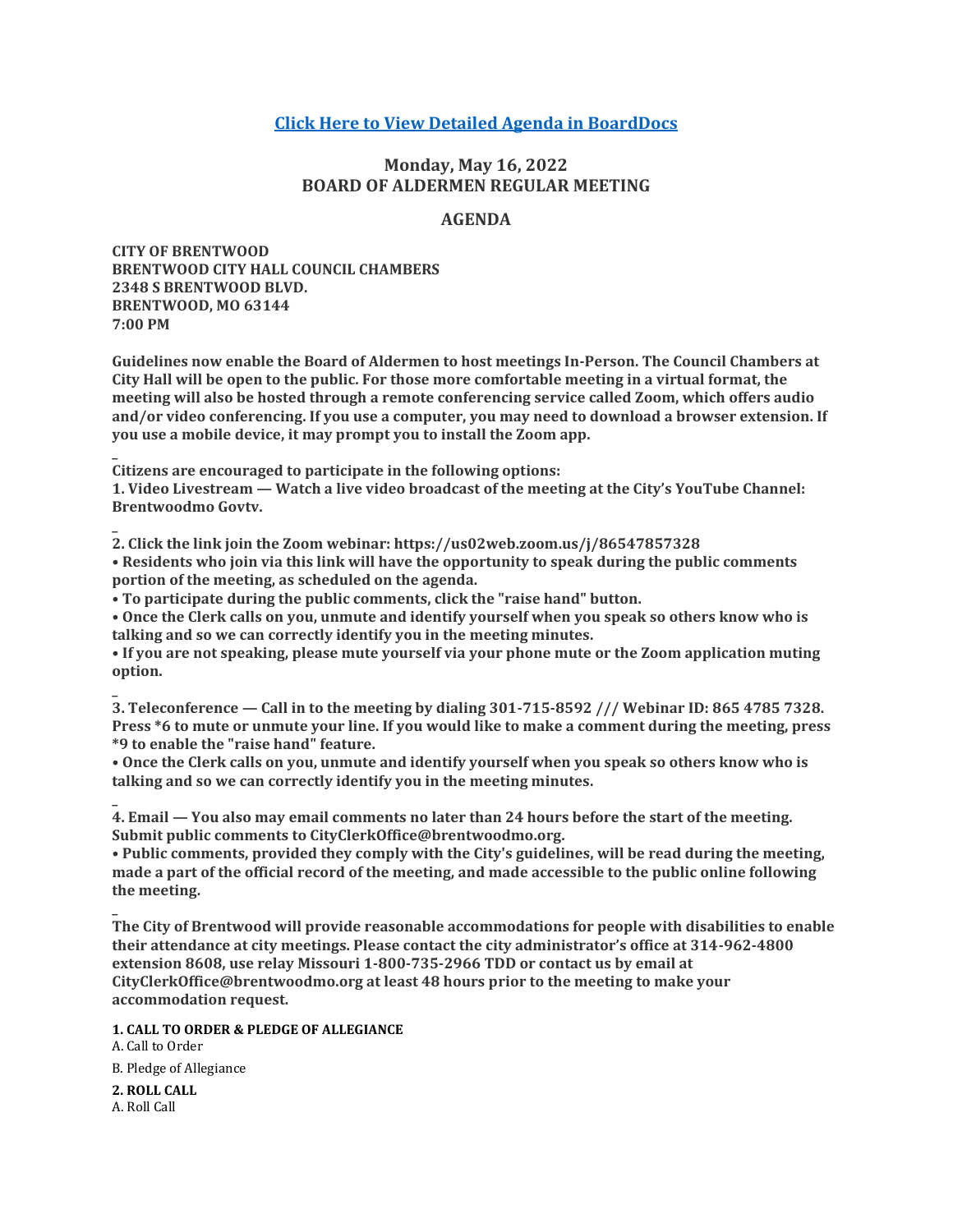[Click Here to View Detailed Agenda in BoardDocs]

## Monday, May 16, 2022
## BOARD OF ALDERMEN REGULAR MEETING

## AGENDA

**CITY OF BRENTWOOD**
**BRENTWOOD CITY HALL COUNCIL CHAMBERS**
**2348 S BRENTWOOD BLVD.**
**BRENTWOOD, MO 63144**
**7:00 PM**

**Guidelines now enable the Board of Aldermen to host meetings In-Person. The Council Chambers at City Hall will be open to the public. For those more comfortable meeting in a virtual format, the meeting will also be hosted through a remote conferencing service called Zoom, which offers audio and/or video conferencing. If you use a computer, you may need to download a browser extension. If you use a mobile device, it may prompt you to install the Zoom app.**

_

**Citizens are encouraged to participate in the following options:**
**1. Video Livestream — Watch a live video broadcast of the meeting at the City's YouTube Channel: Brentwoodmo Govtv.**

_

**2. Click the link join the Zoom webinar: https://us02web.zoom.us/j/86547857328**
**• Residents who join via this link will have the opportunity to speak during the public comments portion of the meeting, as scheduled on the agenda.**
**• To participate during the public comments, click the "raise hand" button.**
**• Once the Clerk calls on you, unmute and identify yourself when you speak so others know who is talking and so we can correctly identify you in the meeting minutes.**
**• If you are not speaking, please mute yourself via your phone mute or the Zoom application muting option.**

_

**3. Teleconference — Call in to the meeting by dialing 301-715-8592 /// Webinar ID: 865 4785 7328. Press *6 to mute or unmute your line. If you would like to make a comment during the meeting, press *9 to enable the "raise hand" feature.**
**• Once the Clerk calls on you, unmute and identify yourself when you speak so others know who is talking and so we can correctly identify you in the meeting minutes.**

_

**4. Email — You also may email comments no later than 24 hours before the start of the meeting. Submit public comments to CityClerkOffice@brentwoodmo.org.**
**• Public comments, provided they comply with the City's guidelines, will be read during the meeting, made a part of the official record of the meeting, and made accessible to the public online following the meeting.**

_

**The City of Brentwood will provide reasonable accommodations for people with disabilities to enable their attendance at city meetings. Please contact the city administrator's office at 314-962-4800 extension 8608, use relay Missouri 1-800-735-2966 TDD or contact us by email at CityClerkOffice@brentwoodmo.org at least 48 hours prior to the meeting to make your accommodation request.**

**1. CALL TO ORDER & PLEDGE OF ALLEGIANCE**

A. Call to Order

B. Pledge of Allegiance

**2. ROLL CALL**

A. Roll Call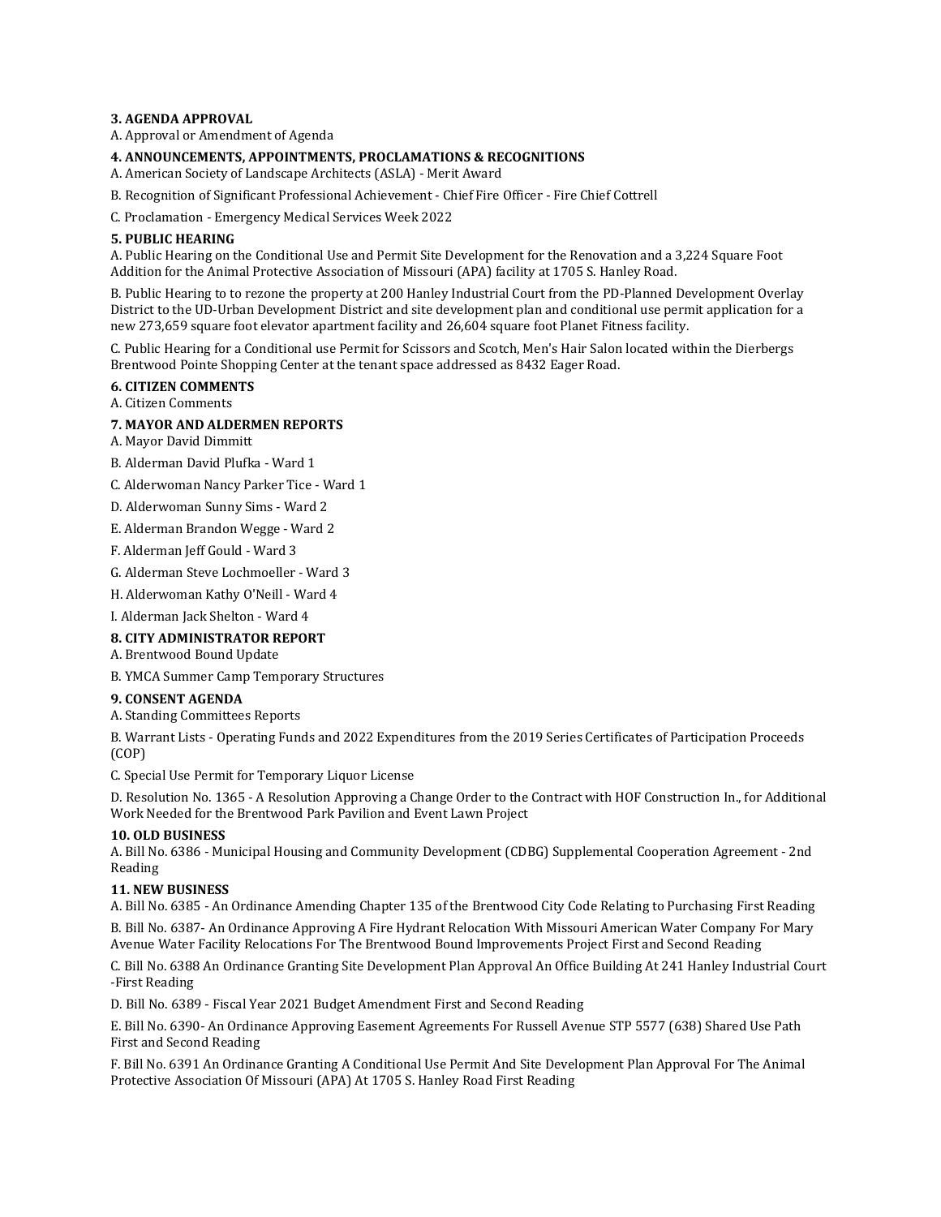**3. AGENDA APPROVAL**

A. Approval or Amendment of Agenda

**4. ANNOUNCEMENTS, APPOINTMENTS, PROCLAMATIONS & RECOGNITIONS**

A. American Society of Landscape Architects (ASLA) - Merit Award

B. Recognition of Significant Professional Achievement - Chief Fire Officer - Fire Chief Cottrell

C. Proclamation - Emergency Medical Services Week 2022

**5. PUBLIC HEARING**

A. Public Hearing on the Conditional Use and Permit Site Development for the Renovation and a 3,224 Square Foot Addition for the Animal Protective Association of Missouri (APA) facility at 1705 S. Hanley Road.

B. Public Hearing to to rezone the property at 200 Hanley Industrial Court from the PD-Planned Development Overlay District to the UD-Urban Development District and site development plan and conditional use permit application for a new 273,659 square foot elevator apartment facility and 26,604 square foot Planet Fitness facility.

C. Public Hearing for a Conditional use Permit for Scissors and Scotch, Men's Hair Salon located within the Dierbergs Brentwood Pointe Shopping Center at the tenant space addressed as 8432 Eager Road.

**6. CITIZEN COMMENTS**

A. Citizen Comments

**7. MAYOR AND ALDERMEN REPORTS**

A. Mayor David Dimmitt

B. Alderman David Plufka - Ward 1

C. Alderwoman Nancy Parker Tice - Ward 1

D. Alderwoman Sunny Sims - Ward 2

E. Alderman Brandon Wegge - Ward 2

F. Alderman Jeff Gould - Ward 3

G. Alderman Steve Lochmoeller - Ward 3

H. Alderwoman Kathy O'Neill - Ward 4

I. Alderman Jack Shelton - Ward 4

**8. CITY ADMINISTRATOR REPORT**

A. Brentwood Bound Update

B. YMCA Summer Camp Temporary Structures

**9. CONSENT AGENDA**

A. Standing Committees Reports

B. Warrant Lists - Operating Funds and 2022 Expenditures from the 2019 Series Certificates of Participation Proceeds (COP)

C. Special Use Permit for Temporary Liquor License

D. Resolution No. 1365 - A Resolution Approving a Change Order to the Contract with HOF Construction In., for Additional Work Needed for the Brentwood Park Pavilion and Event Lawn Project

**10. OLD BUSINESS**

A. Bill No. 6386 - Municipal Housing and Community Development (CDBG) Supplemental Cooperation Agreement - 2nd Reading

**11. NEW BUSINESS**

A. Bill No. 6385 - An Ordinance Amending Chapter 135 of the Brentwood City Code Relating to Purchasing First Reading

B. Bill No. 6387- An Ordinance Approving A Fire Hydrant Relocation With Missouri American Water Company For Mary Avenue Water Facility Relocations For The Brentwood Bound Improvements Project First and Second Reading

C. Bill No. 6388 An Ordinance Granting Site Development Plan Approval An Office Building At 241 Hanley Industrial Court -First Reading

D. Bill No. 6389 - Fiscal Year 2021 Budget Amendment First and Second Reading

E. Bill No. 6390- An Ordinance Approving Easement Agreements For Russell Avenue STP 5577 (638) Shared Use Path First and Second Reading

F. Bill No. 6391 An Ordinance Granting A Conditional Use Permit And Site Development Plan Approval For The Animal Protective Association Of Missouri (APA) At 1705 S. Hanley Road First Reading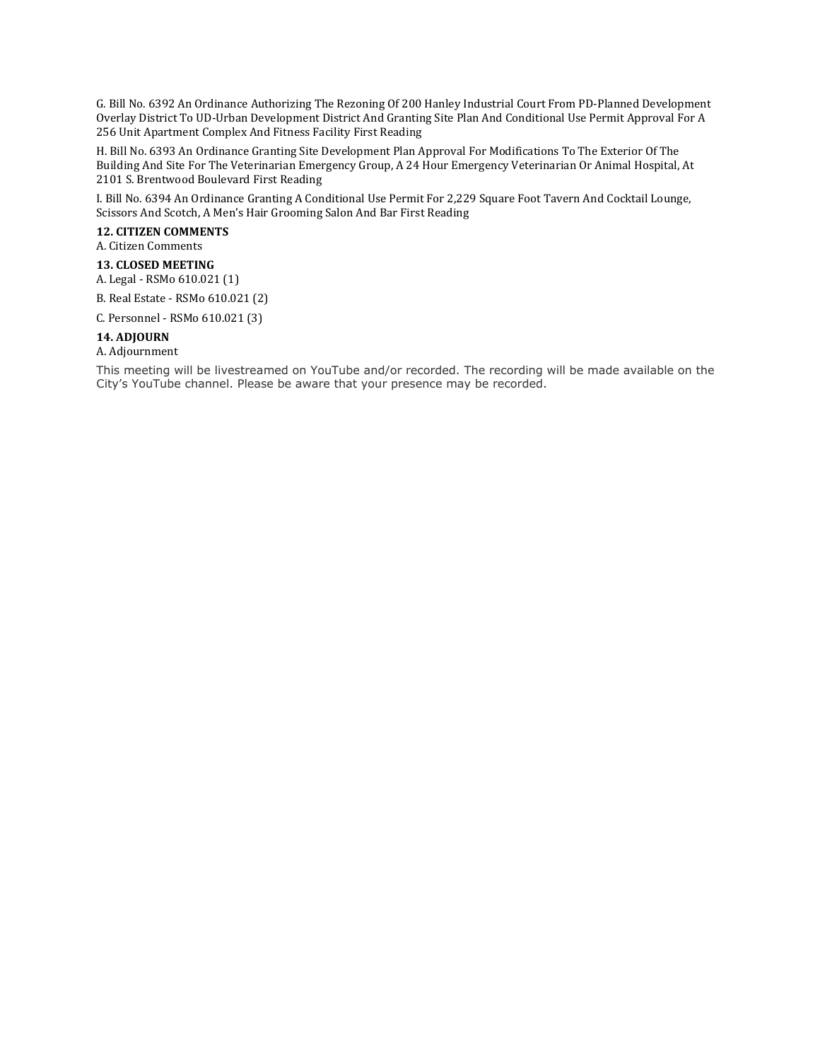G. Bill No. 6392 An Ordinance Authorizing The Rezoning Of 200 Hanley Industrial Court From PD-Planned Development Overlay District To UD-Urban Development District And Granting Site Plan And Conditional Use Permit Approval For A 256 Unit Apartment Complex And Fitness Facility First Reading

H. Bill No. 6393 An Ordinance Granting Site Development Plan Approval For Modifications To The Exterior Of The Building And Site For The Veterinarian Emergency Group, A 24 Hour Emergency Veterinarian Or Animal Hospital, At 2101 S. Brentwood Boulevard First Reading

I. Bill No. 6394 An Ordinance Granting A Conditional Use Permit For 2,229 Square Foot Tavern And Cocktail Lounge, Scissors And Scotch, A Men's Hair Grooming Salon And Bar First Reading

**12. CITIZEN COMMENTS**

A. Citizen Comments

**13. CLOSED MEETING**

A. Legal - RSMo 610.021 (1)

B. Real Estate - RSMo 610.021 (2)

C. Personnel - RSMo 610.021 (3)

**14. ADJOURN**

A. Adjournment

This meeting will be livestreamed on YouTube and/or recorded. The recording will be made available on the City's YouTube channel. Please be aware that your presence may be recorded.